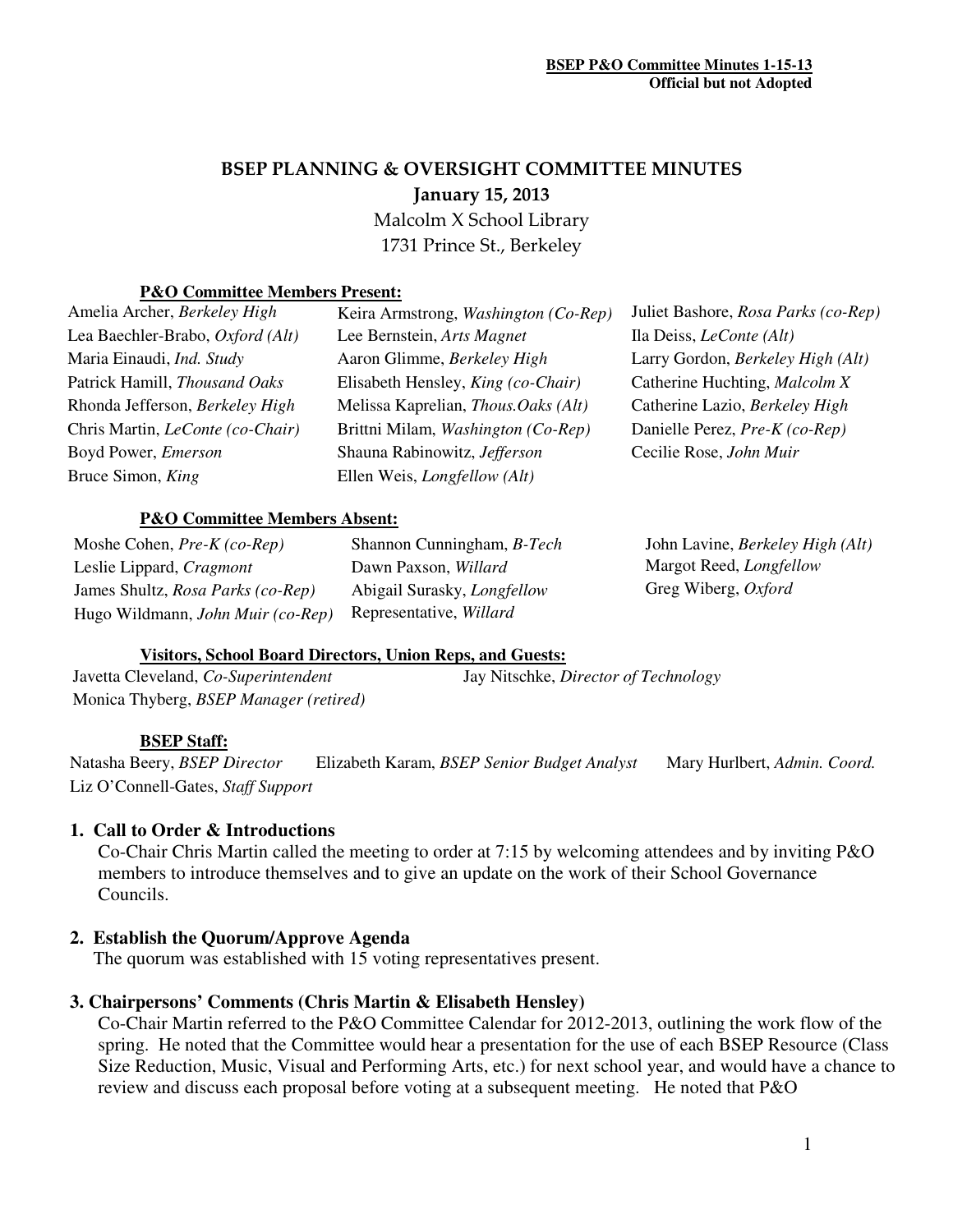**BSEP P&O Committee Minutes 1-15-13**
**Official but not Adopted**

# BSEP PLANNING & OVERSIGHT COMMITTEE MINUTES

**January 15, 2013**

Malcolm X School Library
1731 Prince St., Berkeley

**P&O Committee Members Present:**

Amelia Archer, *Berkeley High*
Keira Armstrong, *Washington (Co-Rep)*
Juliet Bashore, *Rosa Parks (co-Rep)*
Lea Baechler-Brabo, *Oxford (Alt)*
Lee Bernstein, *Arts Magnet*
Ila Deiss, *LeConte (Alt)*
Maria Einaudi, *Ind. Study*
Aaron Glimme, *Berkeley High*
Larry Gordon, *Berkeley High (Alt)*
Patrick Hamill, *Thousand Oaks*
Elisabeth Hensley, *King (co-Chair)*
Catherine Huchting, *Malcolm X*
Rhonda Jefferson, *Berkeley High*
Melissa Kaprelian, *Thous.Oaks (Alt)*
Catherine Lazio, *Berkeley High*
Chris Martin, *LeConte (co-Chair)*
Brittni Milam, *Washington (Co-Rep)*
Danielle Perez, *Pre-K (co-Rep)*
Boyd Power, *Emerson*
Shauna Rabinowitz, *Jefferson*
Cecilie Rose, *John Muir*
Bruce Simon, *King*
Ellen Weis, *Longfellow (Alt)*

**P&O Committee Members Absent:**

Moshe Cohen, *Pre-K (co-Rep)*
Shannon Cunningham, *B-Tech*
John Lavine, *Berkeley High (Alt)*
Leslie Lippard, *Cragmont*
Dawn Paxson, *Willard*
Margot Reed, *Longfellow*
James Shultz, *Rosa Parks (co-Rep)*
Abigail Surasky, *Longfellow*
Greg Wiberg, *Oxford*
Hugo Wildmann, *John Muir (co-Rep)*
Representative, *Willard*

**Visitors, School Board Directors, Union Reps, and Guests:**

Javetta Cleveland, *Co-Superintendent*
Jay Nitschke, *Director of Technology*
Monica Thyberg, *BSEP Manager (retired)*

**BSEP Staff:**

Natasha Beery, *BSEP Director*
Elizabeth Karam, *BSEP Senior Budget Analyst*
Mary Hurlbert, *Admin. Coord.*
Liz O'Connell-Gates, *Staff Support*

## 1. Call to Order & Introductions

Co-Chair Chris Martin called the meeting to order at 7:15 by welcoming attendees and by inviting P&O members to introduce themselves and to give an update on the work of their School Governance Councils.

## 2. Establish the Quorum/Approve Agenda

The quorum was established with 15 voting representatives present.

## 3. Chairpersons' Comments (Chris Martin & Elisabeth Hensley)

Co-Chair Martin referred to the P&O Committee Calendar for 2012-2013, outlining the work flow of the spring. He noted that the Committee would hear a presentation for the use of each BSEP Resource (Class Size Reduction, Music, Visual and Performing Arts, etc.) for next school year, and would have a chance to review and discuss each proposal before voting at a subsequent meeting. He noted that P&O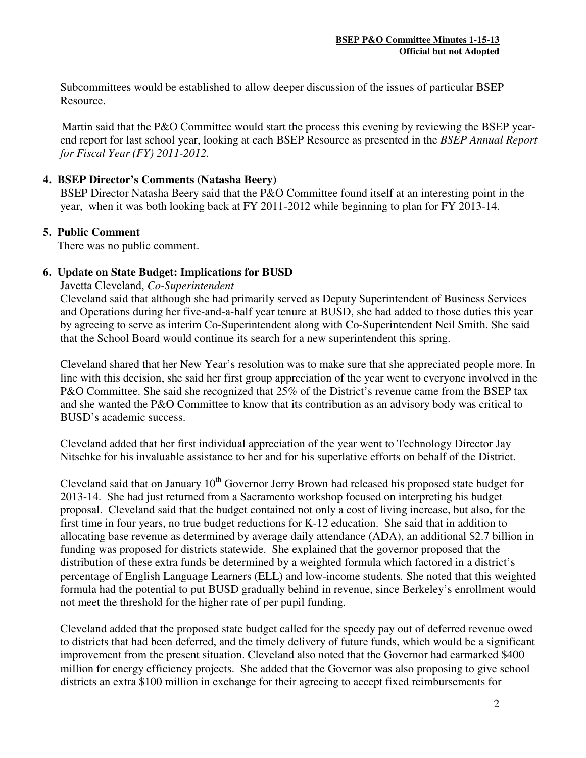Subcommittees would be established to allow deeper discussion of the issues of particular BSEP Resource.

Martin said that the P&O Committee would start the process this evening by reviewing the BSEP year-end report for last school year, looking at each BSEP Resource as presented in the *BSEP Annual Report for Fiscal Year (FY) 2011-2012.*

**4. BSEP Director's Comments (Natasha Beery)**

BSEP Director Natasha Beery said that the P&O Committee found itself at an interesting point in the year, when it was both looking back at FY 2011-2012 while beginning to plan for FY 2013-14.

**5. Public Comment**

There was no public comment.

**6. Update on State Budget: Implications for BUSD**

Javetta Cleveland, *Co-Superintendent*

Cleveland said that although she had primarily served as Deputy Superintendent of Business Services and Operations during her five-and-a-half year tenure at BUSD, she had added to those duties this year by agreeing to serve as interim Co-Superintendent along with Co-Superintendent Neil Smith. She said that the School Board would continue its search for a new superintendent this spring.

Cleveland shared that her New Year's resolution was to make sure that she appreciated people more. In line with this decision, she said her first group appreciation of the year went to everyone involved in the P&O Committee. She said she recognized that 25% of the District's revenue came from the BSEP tax and she wanted the P&O Committee to know that its contribution as an advisory body was critical to BUSD's academic success.

Cleveland added that her first individual appreciation of the year went to Technology Director Jay Nitschke for his invaluable assistance to her and for his superlative efforts on behalf of the District.

Cleveland said that on January 10th Governor Jerry Brown had released his proposed state budget for 2013-14. She had just returned from a Sacramento workshop focused on interpreting his budget proposal. Cleveland said that the budget contained not only a cost of living increase, but also, for the first time in four years, no true budget reductions for K-12 education. She said that in addition to allocating base revenue as determined by average daily attendance (ADA), an additional $2.7 billion in funding was proposed for districts statewide. She explained that the governor proposed that the distribution of these extra funds be determined by a weighted formula which factored in a district's percentage of English Language Learners (ELL) and low-income students. She noted that this weighted formula had the potential to put BUSD gradually behind in revenue, since Berkeley's enrollment would not meet the threshold for the higher rate of per pupil funding.

Cleveland added that the proposed state budget called for the speedy pay out of deferred revenue owed to districts that had been deferred, and the timely delivery of future funds, which would be a significant improvement from the present situation. Cleveland also noted that the Governor had earmarked $400 million for energy efficiency projects. She added that the Governor was also proposing to give school districts an extra $100 million in exchange for their agreeing to accept fixed reimbursements for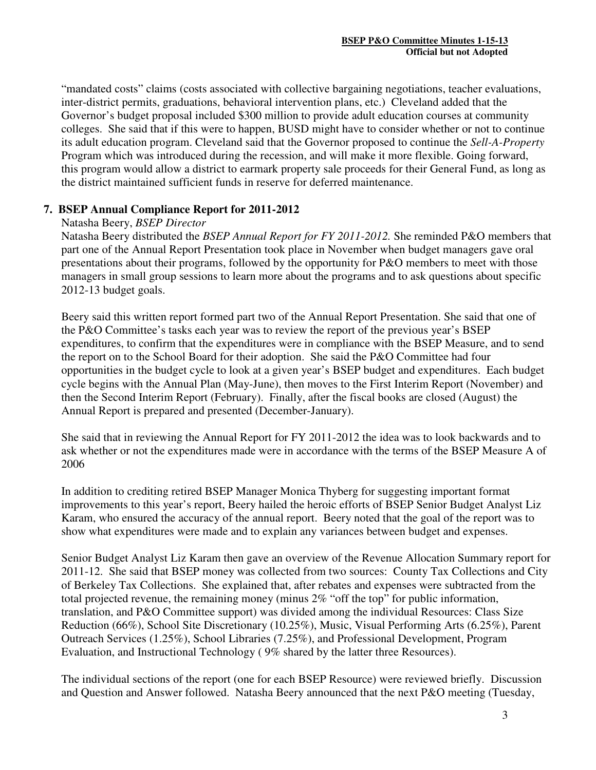"mandated costs" claims (costs associated with collective bargaining negotiations, teacher evaluations, inter-district permits, graduations, behavioral intervention plans, etc.) Cleveland added that the Governor's budget proposal included $300 million to provide adult education courses at community colleges. She said that if this were to happen, BUSD might have to consider whether or not to continue its adult education program. Cleveland said that the Governor proposed to continue the *Sell-A-Property* Program which was introduced during the recession, and will make it more flexible. Going forward, this program would allow a district to earmark property sale proceeds for their General Fund, as long as the district maintained sufficient funds in reserve for deferred maintenance.

## 7. BSEP Annual Compliance Report for 2011-2012

Natasha Beery, *BSEP Director*

Natasha Beery distributed the *BSEP Annual Report for FY 2011-2012.* She reminded P&O members that part one of the Annual Report Presentation took place in November when budget managers gave oral presentations about their programs, followed by the opportunity for P&O members to meet with those managers in small group sessions to learn more about the programs and to ask questions about specific 2012-13 budget goals.

Beery said this written report formed part two of the Annual Report Presentation. She said that one of the P&O Committee's tasks each year was to review the report of the previous year's BSEP expenditures, to confirm that the expenditures were in compliance with the BSEP Measure, and to send the report on to the School Board for their adoption. She said the P&O Committee had four opportunities in the budget cycle to look at a given year's BSEP budget and expenditures. Each budget cycle begins with the Annual Plan (May-June), then moves to the First Interim Report (November) and then the Second Interim Report (February). Finally, after the fiscal books are closed (August) the Annual Report is prepared and presented (December-January).

She said that in reviewing the Annual Report for FY 2011-2012 the idea was to look backwards and to ask whether or not the expenditures made were in accordance with the terms of the BSEP Measure A of 2006

In addition to crediting retired BSEP Manager Monica Thyberg for suggesting important format improvements to this year's report, Beery hailed the heroic efforts of BSEP Senior Budget Analyst Liz Karam, who ensured the accuracy of the annual report. Beery noted that the goal of the report was to show what expenditures were made and to explain any variances between budget and expenses.

Senior Budget Analyst Liz Karam then gave an overview of the Revenue Allocation Summary report for 2011-12. She said that BSEP money was collected from two sources: County Tax Collections and City of Berkeley Tax Collections. She explained that, after rebates and expenses were subtracted from the total projected revenue, the remaining money (minus 2% "off the top" for public information, translation, and P&O Committee support) was divided among the individual Resources: Class Size Reduction (66%), School Site Discretionary (10.25%), Music, Visual Performing Arts (6.25%), Parent Outreach Services (1.25%), School Libraries (7.25%), and Professional Development, Program Evaluation, and Instructional Technology ( 9% shared by the latter three Resources).

The individual sections of the report (one for each BSEP Resource) were reviewed briefly. Discussion and Question and Answer followed. Natasha Beery announced that the next P&O meeting (Tuesday,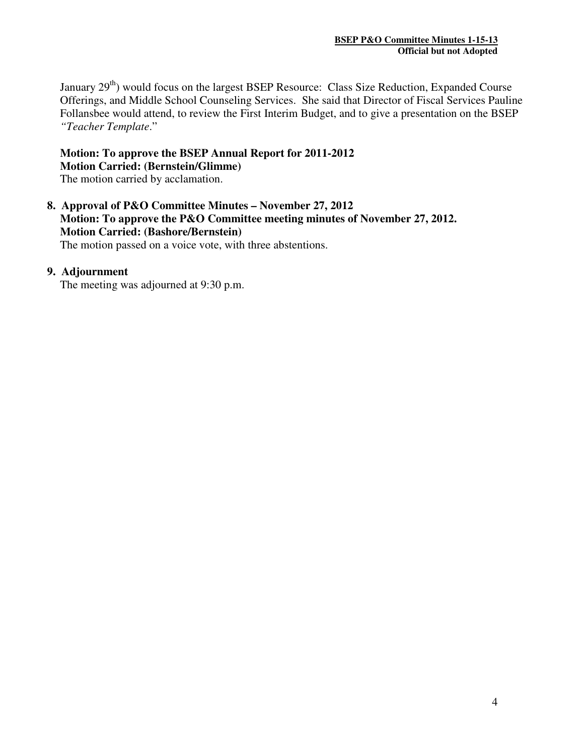January 29th) would focus on the largest BSEP Resource: Class Size Reduction, Expanded Course Offerings, and Middle School Counseling Services. She said that Director of Fiscal Services Pauline Follansbee would attend, to review the First Interim Budget, and to give a presentation on the BSEP *"Teacher Template*."

**Motion: To approve the BSEP Annual Report for 2011-2012**
**Motion Carried: (Bernstein/Glimme)**
The motion carried by acclamation.

**8. Approval of P&O Committee Minutes – November 27, 2012**
**Motion: To approve the P&O Committee meeting minutes of November 27, 2012.**
**Motion Carried: (Bashore/Bernstein)**
The motion passed on a voice vote, with three abstentions.

**9. Adjournment**
The meeting was adjourned at 9:30 p.m.